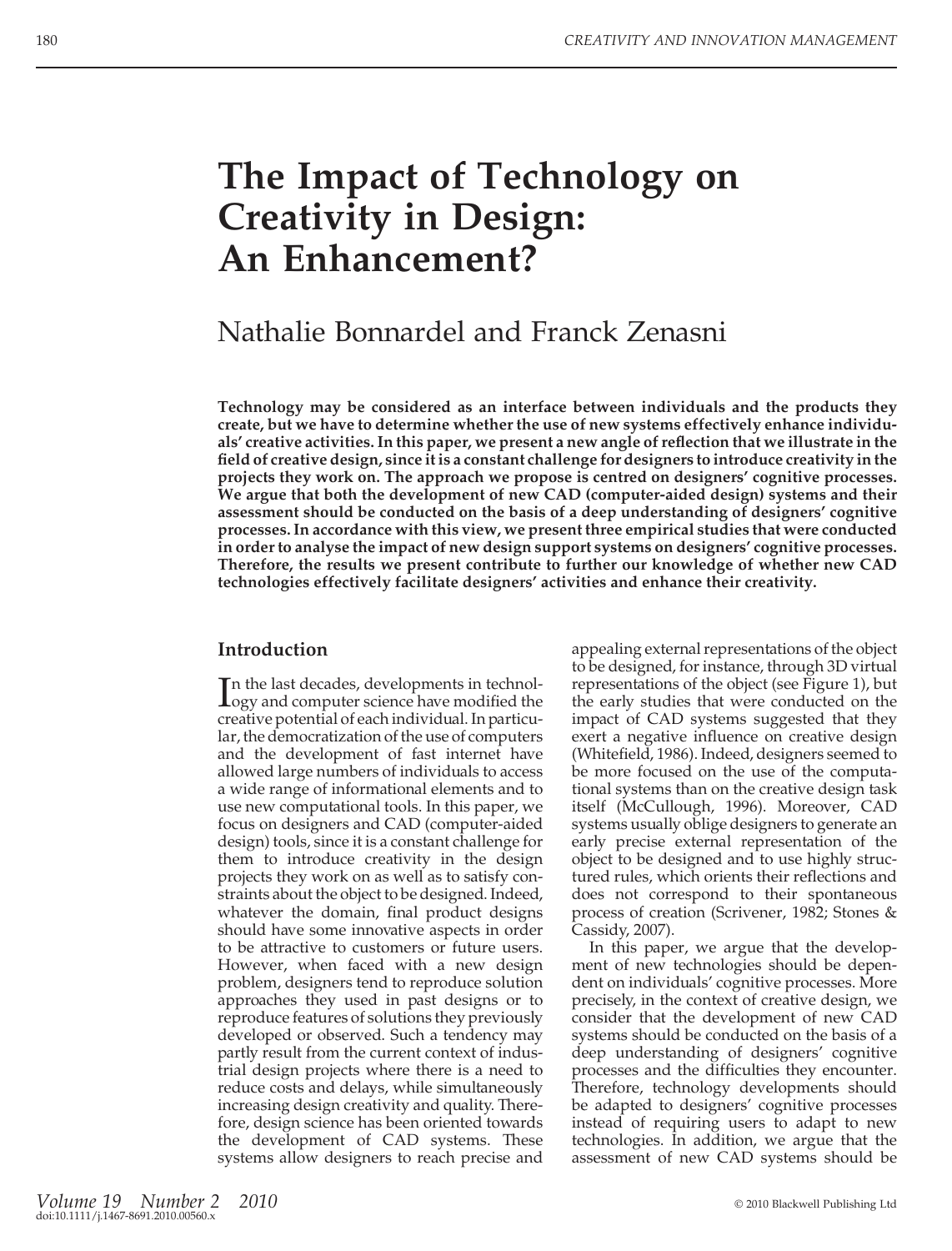# The Impact of Technology on Creativity in Design: An Enhancement?

Nathalie Bonnardel and Franck Zenasni

**Technology may be considered as an interface between individuals and the products they create, but we have to determine whether the use of new systems effectively enhance individuals' creative activities. In this paper, we present a new angle of reflection that we illustrate in the field of creative design, since it is a constant challenge for designers to introduce creativity in the projects they work on. The approach we propose is centred on designers' cognitive processes. We argue that both the development of new CAD (computer-aided design) systems and their assessment should be conducted on the basis of a deep understanding of designers' cognitive processes. In accordance with this view, we present three empirical studies that were conducted in order to analyse the impact of new design support systems on designers' cognitive processes. Therefore, the results we present contribute to further our knowledge of whether new CAD technologies effectively facilitate designers' activities and enhance their creativity.**

## Introduction

In the last decades, developments in technology and computer science have modified the creative potential of each individual. In particular, the democratization of the use of computers and the development of fast internet have allowed large numbers of individuals to access a wide range of informational elements and to use new computational tools. In this paper, we focus on designers and CAD (computer-aided design) tools, since it is a constant challenge for them to introduce creativity in the design projects they work on as well as to satisfy constraints about the object to be designed. Indeed, whatever the domain, final product designs should have some innovative aspects in order to be attractive to customers or future users. However, when faced with a new design problem, designers tend to reproduce solution approaches they used in past designs or to reproduce features of solutions they previously developed or observed. Such a tendency may partly result from the current context of industrial design projects where there is a need to reduce costs and delays, while simultaneously increasing design creativity and quality. Therefore, design science has been oriented towards the development of CAD systems. These systems allow designers to reach precise and appealing external representations of the object to be designed, for instance, through 3D virtual representations of the object (see Figure 1), but the early studies that were conducted on the impact of CAD systems suggested that they exert a negative influence on creative design (Whitefield, 1986). Indeed, designers seemed to be more focused on the use of the computational systems than on the creative design task itself (McCullough, 1996). Moreover, CAD systems usually oblige designers to generate an early precise external representation of the object to be designed and to use highly structured rules, which orients their reflections and does not correspond to their spontaneous process of creation (Scrivener, 1982; Stones & Cassidy, 2007).

In this paper, we argue that the development of new technologies should be dependent on individuals' cognitive processes. More precisely, in the context of creative design, we consider that the development of new CAD systems should be conducted on the basis of a deep understanding of designers' cognitive processes and the difficulties they encounter. Therefore, technology developments should be adapted to designers' cognitive processes instead of requiring users to adapt to new technologies. In addition, we argue that the assessment of new CAD systems should be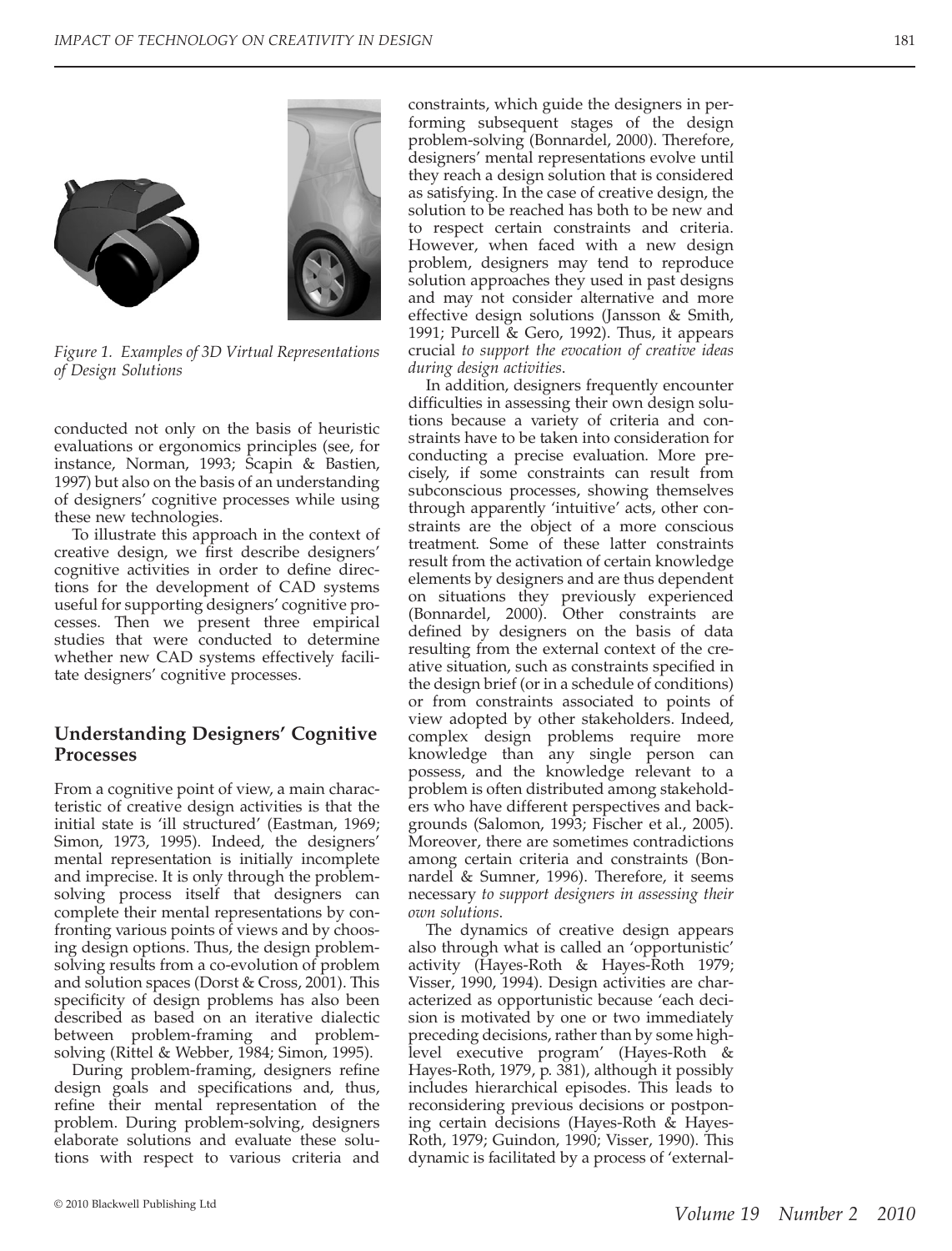*Figure 1. Examples of 3D Virtual Representations of Design Solutions*

conducted not only on the basis of heuristic evaluations or ergonomics principles (see, for instance, Norman, 1993; Scapin & Bastien, 1997) but also on the basis of an understanding of designers' cognitive processes while using these new technologies.

To illustrate this approach in the context of creative design, we first describe designers' cognitive activities in order to define directions for the development of CAD systems useful for supporting designers' cognitive processes. Then we present three empirical studies that were conducted to determine whether new CAD systems effectively facilitate designers' cognitive processes.

## Understanding Designers' Cognitive Processes

From a cognitive point of view, a main characteristic of creative design activities is that the initial state is 'ill structured' (Eastman, 1969; Simon, 1973, 1995). Indeed, the designers' mental representation is initially incomplete and imprecise. It is only through the problem-solving process itself that designers can complete their mental representations by confronting various points of views and by choosing design options. Thus, the design problem-solving results from a co-evolution of problem and solution spaces (Dorst & Cross, 2001). This specificity of design problems has also been described as based on an iterative dialectic between problem-framing and problem-solving (Rittel & Webber, 1984; Simon, 1995).

During problem-framing, designers refine design goals and specifications and, thus, refine their mental representation of the problem. During problem-solving, designers elaborate solutions and evaluate these solutions with respect to various criteria and constraints, which guide the designers in performing subsequent stages of the design problem-solving (Bonnardel, 2000). Therefore, designers' mental representations evolve until they reach a design solution that is considered as satisfying. In the case of creative design, the solution to be reached has both to be new and to respect certain constraints and criteria. However, when faced with a new design problem, designers may tend to reproduce solution approaches they used in past designs and may not consider alternative and more effective design solutions (Jansson & Smith, 1991; Purcell & Gero, 1992). Thus, it appears crucial *to support the evocation of creative ideas during design activities*.

In addition, designers frequently encounter difficulties in assessing their own design solutions because a variety of criteria and constraints have to be taken into consideration for conducting a precise evaluation. More precisely, if some constraints can result from subconscious processes, showing themselves through apparently 'intuitive' acts, other constraints are the object of a more conscious treatment. Some of these latter constraints result from the activation of certain knowledge elements by designers and are thus dependent on situations they previously experienced (Bonnardel, 2000). Other constraints are defined by designers on the basis of data resulting from the external context of the creative situation, such as constraints specified in the design brief (or in a schedule of conditions) or from constraints associated to points of view adopted by other stakeholders. Indeed, complex design problems require more knowledge than any single person can possess, and the knowledge relevant to a problem is often distributed among stakeholders who have different perspectives and backgrounds (Salomon, 1993; Fischer et al., 2005). Moreover, there are sometimes contradictions among certain criteria and constraints (Bonnardel & Sumner, 1996). Therefore, it seems necessary *to support designers in assessing their own solutions*.

The dynamics of creative design appears also through what is called an 'opportunistic' activity (Hayes-Roth & Hayes-Roth 1979; Visser, 1990, 1994). Design activities are characterized as opportunistic because 'each decision is motivated by one or two immediately preceding decisions, rather than by some high-level executive program' (Hayes-Roth & Hayes-Roth, 1979, p. 381), although it possibly includes hierarchical episodes. This leads to reconsidering previous decisions or postponing certain decisions (Hayes-Roth & Hayes-Roth, 1979; Guindon, 1990; Visser, 1990). This dynamic is facilitated by a process of 'external-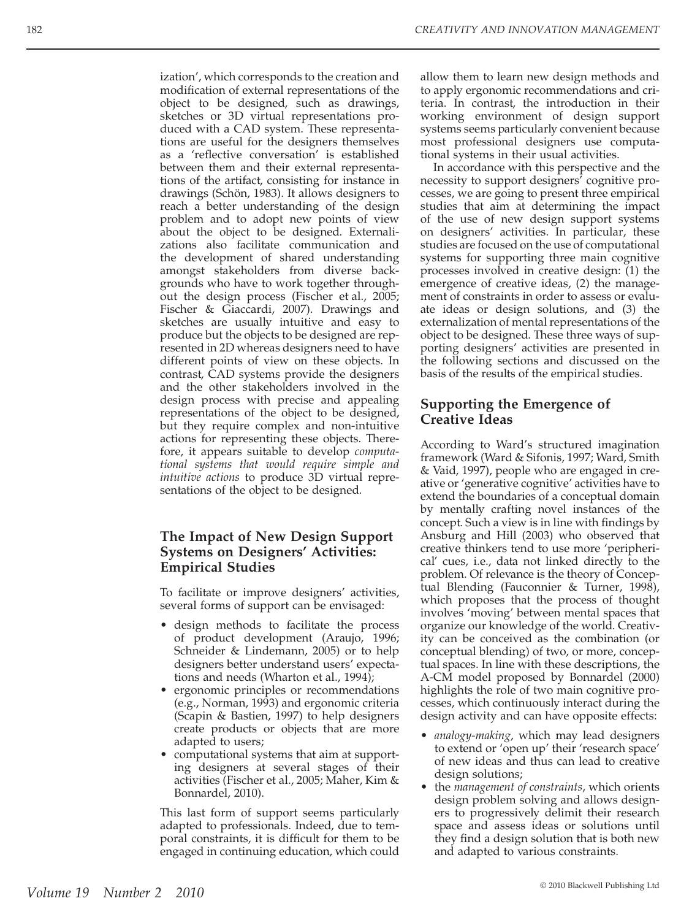ization', which corresponds to the creation and modification of external representations of the object to be designed, such as drawings, sketches or 3D virtual representations produced with a CAD system. These representations are useful for the designers themselves as a 'reflective conversation' is established between them and their external representations of the artifact, consisting for instance in drawings (Schön, 1983). It allows designers to reach a better understanding of the design problem and to adopt new points of view about the object to be designed. Externalizations also facilitate communication and the development of shared understanding amongst stakeholders from diverse backgrounds who have to work together throughout the design process (Fischer et al., 2005; Fischer & Giaccardi, 2007). Drawings and sketches are usually intuitive and easy to produce but the objects to be designed are represented in 2D whereas designers need to have different points of view on these objects. In contrast, CAD systems provide the designers and the other stakeholders involved in the design process with precise and appealing representations of the object to be designed, but they require complex and non-intuitive actions for representing these objects. Therefore, it appears suitable to develop *computational systems that would require simple and intuitive actions* to produce 3D virtual representations of the object to be designed.

## The Impact of New Design Support Systems on Designers' Activities: Empirical Studies

To facilitate or improve designers' activities, several forms of support can be envisaged:

- design methods to facilitate the process of product development (Araujo, 1996; Schneider & Lindemann, 2005) or to help designers better understand users' expectations and needs (Wharton et al., 1994);
- ergonomic principles or recommendations (e.g., Norman, 1993) and ergonomic criteria (Scapin & Bastien, 1997) to help designers create products or objects that are more adapted to users;
- computational systems that aim at supporting designers at several stages of their activities (Fischer et al., 2005; Maher, Kim & Bonnardel, 2010).

This last form of support seems particularly adapted to professionals. Indeed, due to temporal constraints, it is difficult for them to be engaged in continuing education, which could allow them to learn new design methods and to apply ergonomic recommendations and criteria. In contrast, the introduction in their working environment of design support systems seems particularly convenient because most professional designers use computational systems in their usual activities.

In accordance with this perspective and the necessity to support designers' cognitive processes, we are going to present three empirical studies that aim at determining the impact of the use of new design support systems on designers' activities. In particular, these studies are focused on the use of computational systems for supporting three main cognitive processes involved in creative design: (1) the emergence of creative ideas, (2) the management of constraints in order to assess or evaluate ideas or design solutions, and (3) the externalization of mental representations of the object to be designed. These three ways of supporting designers' activities are presented in the following sections and discussed on the basis of the results of the empirical studies.

## Supporting the Emergence of Creative Ideas

According to Ward's structured imagination framework (Ward & Sifonis, 1997; Ward, Smith & Vaid, 1997), people who are engaged in creative or 'generative cognitive' activities have to extend the boundaries of a conceptual domain by mentally crafting novel instances of the concept. Such a view is in line with findings by Ansburg and Hill (2003) who observed that creative thinkers tend to use more 'peripherical' cues, i.e., data not linked directly to the problem. Of relevance is the theory of Conceptual Blending (Fauconnier & Turner, 1998), which proposes that the process of thought involves 'moving' between mental spaces that organize our knowledge of the world. Creativity can be conceived as the combination (or conceptual blending) of two, or more, conceptual spaces. In line with these descriptions, the A-CM model proposed by Bonnardel (2000) highlights the role of two main cognitive processes, which continuously interact during the design activity and can have opposite effects:

- *analogy-making*, which may lead designers to extend or 'open up' their 'research space' of new ideas and thus can lead to creative design solutions;
- the *management of constraints*, which orients design problem solving and allows designers to progressively delimit their research space and assess ideas or solutions until they find a design solution that is both new and adapted to various constraints.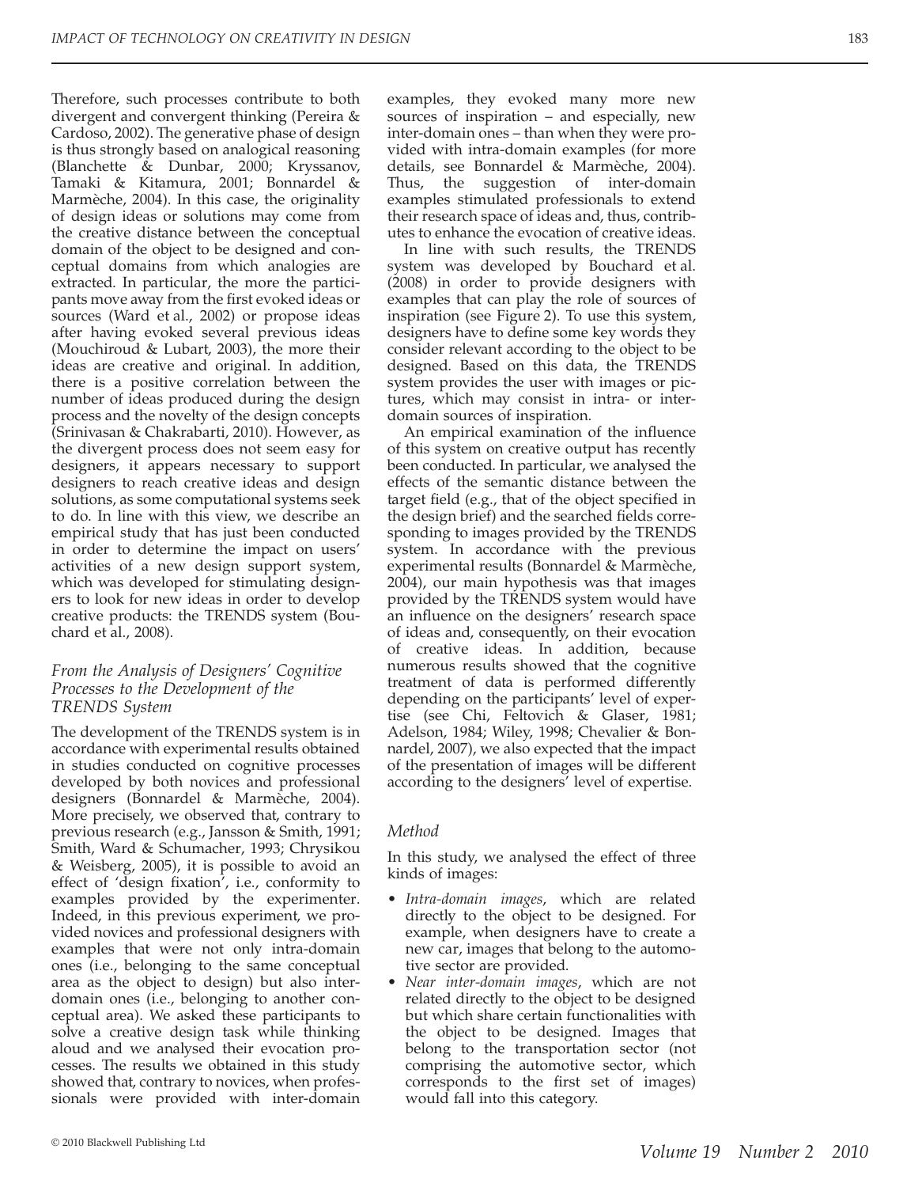Therefore, such processes contribute to both divergent and convergent thinking (Pereira & Cardoso, 2002). The generative phase of design is thus strongly based on analogical reasoning (Blanchette & Dunbar, 2000; Kryssanov, Tamaki & Kitamura, 2001; Bonnardel & Marmèche, 2004). In this case, the originality of design ideas or solutions may come from the creative distance between the conceptual domain of the object to be designed and conceptual domains from which analogies are extracted. In particular, the more the participants move away from the first evoked ideas or sources (Ward et al., 2002) or propose ideas after having evoked several previous ideas (Mouchiroud & Lubart, 2003), the more their ideas are creative and original. In addition, there is a positive correlation between the number of ideas produced during the design process and the novelty of the design concepts (Srinivasan & Chakrabarti, 2010). However, as the divergent process does not seem easy for designers, it appears necessary to support designers to reach creative ideas and design solutions, as some computational systems seek to do. In line with this view, we describe an empirical study that has just been conducted in order to determine the impact on users' activities of a new design support system, which was developed for stimulating designers to look for new ideas in order to develop creative products: the TRENDS system (Bouchard et al., 2008).

### *From the Analysis of Designers' Cognitive Processes to the Development of the TRENDS System*

The development of the TRENDS system is in accordance with experimental results obtained in studies conducted on cognitive processes developed by both novices and professional designers (Bonnardel & Marmèche, 2004). More precisely, we observed that, contrary to previous research (e.g., Jansson & Smith, 1991; Smith, Ward & Schumacher, 1993; Chrysikou & Weisberg, 2005), it is possible to avoid an effect of 'design fixation', i.e., conformity to examples provided by the experimenter. Indeed, in this previous experiment, we provided novices and professional designers with examples that were not only intra-domain ones (i.e., belonging to the same conceptual area as the object to design) but also inter-domain ones (i.e., belonging to another conceptual area). We asked these participants to solve a creative design task while thinking aloud and we analysed their evocation processes. The results we obtained in this study showed that, contrary to novices, when professionals were provided with inter-domain examples, they evoked many more new sources of inspiration – and especially, new inter-domain ones – than when they were provided with intra-domain examples (for more details, see Bonnardel & Marmèche, 2004). Thus, the suggestion of inter-domain examples stimulated professionals to extend their research space of ideas and, thus, contributes to enhance the evocation of creative ideas.

In line with such results, the TRENDS system was developed by Bouchard et al. (2008) in order to provide designers with examples that can play the role of sources of inspiration (see Figure 2). To use this system, designers have to define some key words they consider relevant according to the object to be designed. Based on this data, the TRENDS system provides the user with images or pictures, which may consist in intra- or inter-domain sources of inspiration.

An empirical examination of the influence of this system on creative output has recently been conducted. In particular, we analysed the effects of the semantic distance between the target field (e.g., that of the object specified in the design brief) and the searched fields corresponding to images provided by the TRENDS system. In accordance with the previous experimental results (Bonnardel & Marmèche, 2004), our main hypothesis was that images provided by the TRENDS system would have an influence on the designers' research space of ideas and, consequently, on their evocation of creative ideas. In addition, because numerous results showed that the cognitive treatment of data is performed differently depending on the participants' level of expertise (see Chi, Feltovich & Glaser, 1981; Adelson, 1984; Wiley, 1998; Chevalier & Bonnardel, 2007), we also expected that the impact of the presentation of images will be different according to the designers' level of expertise.

### *Method*

In this study, we analysed the effect of three kinds of images:

- *Intra-domain images*, which are related directly to the object to be designed. For example, when designers have to create a new car, images that belong to the automotive sector are provided.
- *Near inter-domain images*, which are not related directly to the object to be designed but which share certain functionalities with the object to be designed. Images that belong to the transportation sector (not comprising the automotive sector, which corresponds to the first set of images) would fall into this category.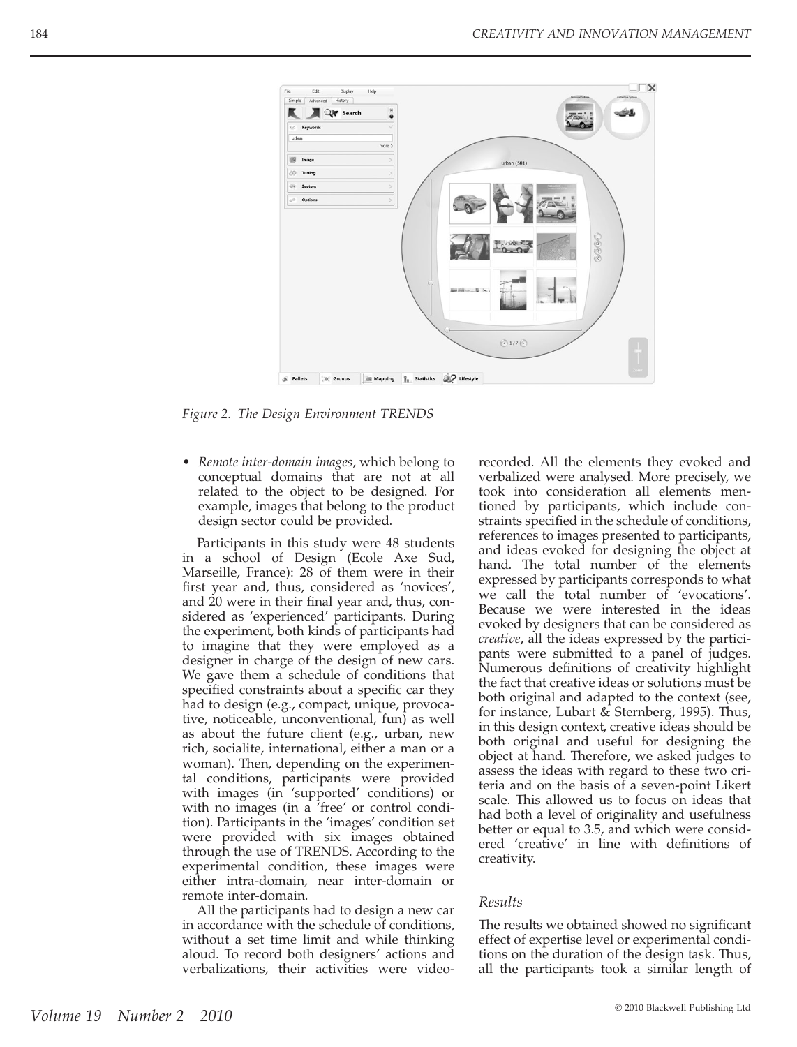Figure 2. The Design Environment TRENDS

- *Remote inter-domain images*, which belong to conceptual domains that are not at all related to the object to be designed. For example, images that belong to the product design sector could be provided.

Participants in this study were 48 students in a school of Design (Ecole Axe Sud, Marseille, France): 28 of them were in their first year and, thus, considered as 'novices', and 20 were in their final year and, thus, considered as 'experienced' participants. During the experiment, both kinds of participants had to imagine that they were employed as a designer in charge of the design of new cars. We gave them a schedule of conditions that specified constraints about a specific car they had to design (e.g., compact, unique, provocative, noticeable, unconventional, fun) as well as about the future client (e.g., urban, new rich, socialite, international, either a man or a woman). Then, depending on the experimental conditions, participants were provided with images (in 'supported' conditions) or with no images (in a 'free' or control condition). Participants in the 'images' condition set were provided with six images obtained through the use of TRENDS. According to the experimental condition, these images were either intra-domain, near inter-domain or remote inter-domain.

All the participants had to design a new car in accordance with the schedule of conditions, without a set time limit and while thinking aloud. To record both designers' actions and verbalizations, their activities were video-recorded. All the elements they evoked and verbalized were analysed. More precisely, we took into consideration all elements mentioned by participants, which include constraints specified in the schedule of conditions, references to images presented to participants, and ideas evoked for designing the object at hand. The total number of the elements expressed by participants corresponds to what we call the total number of 'evocations'. Because we were interested in the ideas evoked by designers that can be considered as *creative*, all the ideas expressed by the participants were submitted to a panel of judges. Numerous definitions of creativity highlight the fact that creative ideas or solutions must be both original and adapted to the context (see, for instance, Lubart & Sternberg, 1995). Thus, in this design context, creative ideas should be both original and useful for designing the object at hand. Therefore, we asked judges to assess the ideas with regard to these two criteria and on the basis of a seven-point Likert scale. This allowed us to focus on ideas that had both a level of originality and usefulness better or equal to 3.5, and which were considered 'creative' in line with definitions of creativity.

### Results

The results we obtained showed no significant effect of expertise level or experimental conditions on the duration of the design task. Thus, all the participants took a similar length of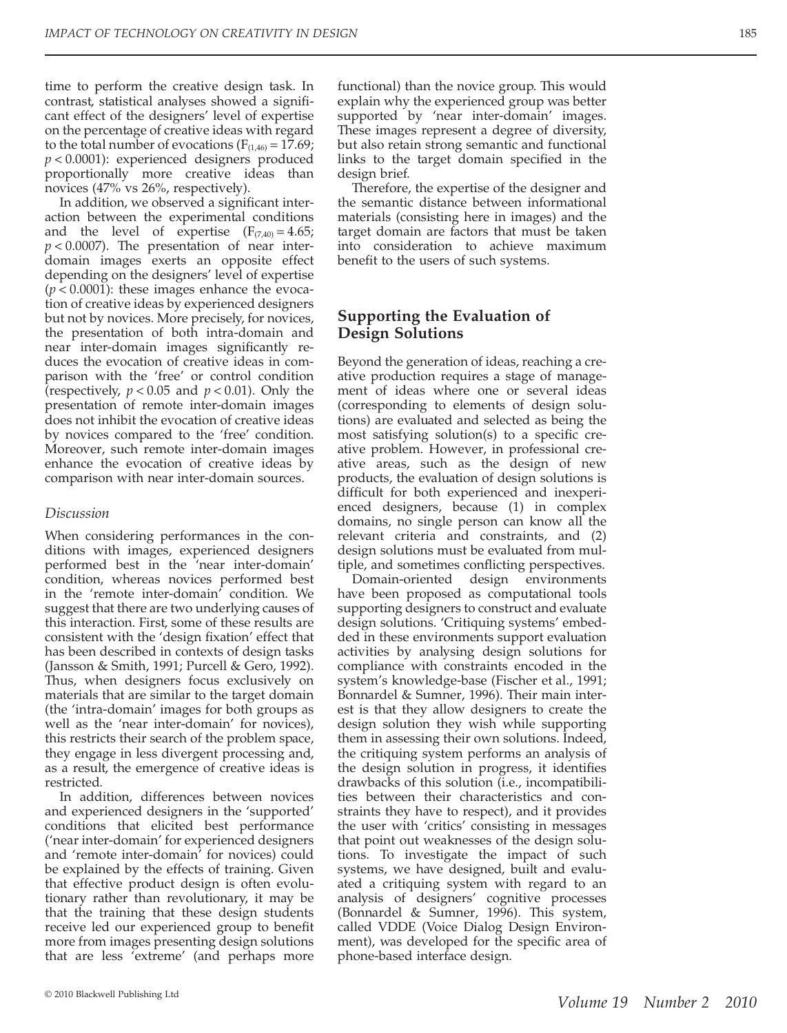time to perform the creative design task. In contrast, statistical analyses showed a significant effect of the designers' level of expertise on the percentage of creative ideas with regard to the total number of evocations ($F_{(1,46)} = 17.69$; $p < 0.0001$): experienced designers produced proportionally more creative ideas than novices (47% vs 26%, respectively).

In addition, we observed a significant interaction between the experimental conditions and the level of expertise ($F_{(7,40)} = 4.65$; $p < 0.0007$). The presentation of near inter-domain images exerts an opposite effect depending on the designers' level of expertise ($p < 0.0001$): these images enhance the evocation of creative ideas by experienced designers but not by novices. More precisely, for novices, the presentation of both intra-domain and near inter-domain images significantly reduces the evocation of creative ideas in comparison with the 'free' or control condition (respectively, $p < 0.05$ and $p < 0.01$). Only the presentation of remote inter-domain images does not inhibit the evocation of creative ideas by novices compared to the 'free' condition. Moreover, such remote inter-domain images enhance the evocation of creative ideas by comparison with near inter-domain sources.

### *Discussion*

When considering performances in the conditions with images, experienced designers performed best in the 'near inter-domain' condition, whereas novices performed best in the 'remote inter-domain' condition. We suggest that there are two underlying causes of this interaction. First, some of these results are consistent with the 'design fixation' effect that has been described in contexts of design tasks (Jansson & Smith, 1991; Purcell & Gero, 1992). Thus, when designers focus exclusively on materials that are similar to the target domain (the 'intra-domain' images for both groups as well as the 'near inter-domain' for novices), this restricts their search of the problem space, they engage in less divergent processing and, as a result, the emergence of creative ideas is restricted.

In addition, differences between novices and experienced designers in the 'supported' conditions that elicited best performance ('near inter-domain' for experienced designers and 'remote inter-domain' for novices) could be explained by the effects of training. Given that effective product design is often evolutionary rather than revolutionary, it may be that the training that these design students receive led our experienced group to benefit more from images presenting design solutions that are less 'extreme' (and perhaps more functional) than the novice group. This would explain why the experienced group was better supported by 'near inter-domain' images. These images represent a degree of diversity, but also retain strong semantic and functional links to the target domain specified in the design brief.

Therefore, the expertise of the designer and the semantic distance between informational materials (consisting here in images) and the target domain are factors that must be taken into consideration to achieve maximum benefit to the users of such systems.

## Supporting the Evaluation of Design Solutions

Beyond the generation of ideas, reaching a creative production requires a stage of management of ideas where one or several ideas (corresponding to elements of design solutions) are evaluated and selected as being the most satisfying solution(s) to a specific creative problem. However, in professional creative areas, such as the design of new products, the evaluation of design solutions is difficult for both experienced and inexperienced designers, because (1) in complex domains, no single person can know all the relevant criteria and constraints, and (2) design solutions must be evaluated from multiple, and sometimes conflicting perspectives.

Domain-oriented design environments have been proposed as computational tools supporting designers to construct and evaluate design solutions. 'Critiquing systems' embedded in these environments support evaluation activities by analysing design solutions for compliance with constraints encoded in the system's knowledge-base (Fischer et al., 1991; Bonnardel & Sumner, 1996). Their main interest is that they allow designers to create the design solution they wish while supporting them in assessing their own solutions. Indeed, the critiquing system performs an analysis of the design solution in progress, it identifies drawbacks of this solution (i.e., incompatibilities between their characteristics and constraints they have to respect), and it provides the user with 'critics' consisting in messages that point out weaknesses of the design solutions. To investigate the impact of such systems, we have designed, built and evaluated a critiquing system with regard to an analysis of designers' cognitive processes (Bonnardel & Sumner, 1996). This system, called VDDE (Voice Dialog Design Environment), was developed for the specific area of phone-based interface design.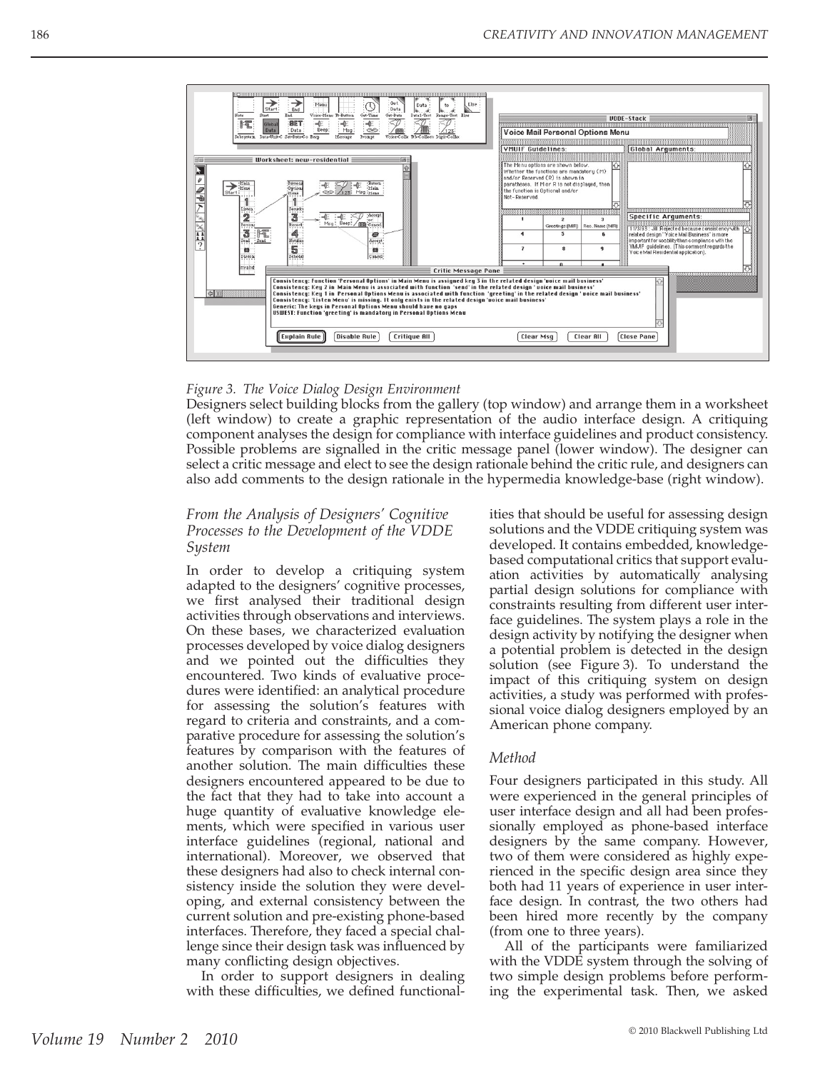*Figure 3. The Voice Dialog Design Environment*

Designers select building blocks from the gallery (top window) and arrange them in a worksheet (left window) to create a graphic representation of the audio interface design. A critiquing component analyses the design for compliance with interface guidelines and product consistency. Possible problems are signalled in the critic message panel (lower window). The designer can select a critic message and elect to see the design rationale behind the critic rule, and designers can also add comments to the design rationale in the hypermedia knowledge-base (right window).

### *From the Analysis of Designers' Cognitive Processes to the Development of the VDDE System*

In order to develop a critiquing system adapted to the designers' cognitive processes, we first analysed their traditional design activities through observations and interviews. On these bases, we characterized evaluation processes developed by voice dialog designers and we pointed out the difficulties they encountered. Two kinds of evaluative procedures were identified: an analytical procedure for assessing the solution's features with regard to criteria and constraints, and a comparative procedure for assessing the solution's features by comparison with the features of another solution. The main difficulties these designers encountered appeared to be due to the fact that they had to take into account a huge quantity of evaluative knowledge elements, which were specified in various user interface guidelines (regional, national and international). Moreover, we observed that these designers had also to check internal consistency inside the solution they were developing, and external consistency between the current solution and pre-existing phone-based interfaces. Therefore, they faced a special challenge since their design task was influenced by many conflicting design objectives.

In order to support designers in dealing with these difficulties, we defined functionalities that should be useful for assessing design solutions and the VDDE critiquing system was developed. It contains embedded, knowledge-based computational critics that support evaluation activities by automatically analysing partial design solutions for compliance with constraints resulting from different user interface guidelines. The system plays a role in the design activity by notifying the designer when a potential problem is detected in the design solution (see Figure 3). To understand the impact of this critiquing system on design activities, a study was performed with professional voice dialog designers employed by an American phone company.

### *Method*

Four designers participated in this study. All were experienced in the general principles of user interface design and all had been professionally employed as phone-based interface designers by the same company. However, two of them were considered as highly experienced in the specific design area since they both had 11 years of experience in user interface design. In contrast, the two others had been hired more recently by the company (from one to three years).

All of the participants were familiarized with the VDDE system through the solving of two simple design problems before performing the experimental task. Then, we asked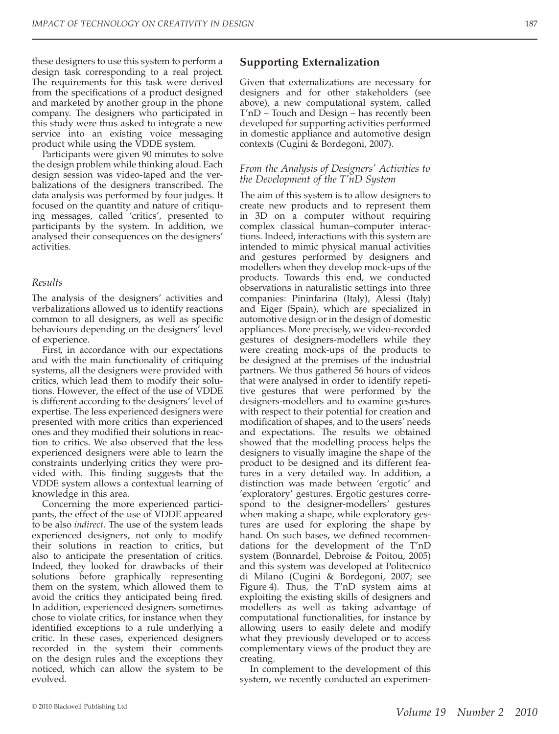these designers to use this system to perform a design task corresponding to a real project. The requirements for this task were derived from the specifications of a product designed and marketed by another group in the phone company. The designers who participated in this study were thus asked to integrate a new service into an existing voice messaging product while using the VDDE system.

Participants were given 90 minutes to solve the design problem while thinking aloud. Each design session was video-taped and the verbalizations of the designers transcribed. The data analysis was performed by four judges. It focused on the quantity and nature of critiquing messages, called 'critics', presented to participants by the system. In addition, we analysed their consequences on the designers' activities.

### *Results*

The analysis of the designers' activities and verbalizations allowed us to identify reactions common to all designers, as well as specific behaviours depending on the designers' level of experience.

First, in accordance with our expectations and with the main functionality of critiquing systems, all the designers were provided with critics, which lead them to modify their solutions. However, the effect of the use of VDDE is different according to the designers' level of expertise. The less experienced designers were presented with more critics than experienced ones and they modified their solutions in reaction to critics. We also observed that the less experienced designers were able to learn the constraints underlying critics they were provided with. This finding suggests that the VDDE system allows a contextual learning of knowledge in this area.

Concerning the more experienced participants, the effect of the use of VDDE appeared to be also *indirect*. The use of the system leads experienced designers, not only to modify their solutions in reaction to critics, but also to anticipate the presentation of critics. Indeed, they looked for drawbacks of their solutions before graphically representing them on the system, which allowed them to avoid the critics they anticipated being fired. In addition, experienced designers sometimes chose to violate critics, for instance when they identified exceptions to a rule underlying a critic. In these cases, experienced designers recorded in the system their comments on the design rules and the exceptions they noticed, which can allow the system to be evolved.

## Supporting Externalization

Given that externalizations are necessary for designers and for other stakeholders (see above), a new computational system, called T'nD – Touch and Design – has recently been developed for supporting activities performed in domestic appliance and automotive design contexts (Cugini & Bordegoni, 2007).

### *From the Analysis of Designers' Activities to the Development of the T'nD System*

The aim of this system is to allow designers to create new products and to represent them in 3D on a computer without requiring complex classical human–computer interactions. Indeed, interactions with this system are intended to mimic physical manual activities and gestures performed by designers and modellers when they develop mock-ups of the products. Towards this end, we conducted observations in naturalistic settings into three companies: Pininfarina (Italy), Alessi (Italy) and Eiger (Spain), which are specialized in automotive design or in the design of domestic appliances. More precisely, we video-recorded gestures of designers-modellers while they were creating mock-ups of the products to be designed at the premises of the industrial partners. We thus gathered 56 hours of videos that were analysed in order to identify repetitive gestures that were performed by the designers-modellers and to examine gestures with respect to their potential for creation and modification of shapes, and to the users' needs and expectations. The results we obtained showed that the modelling process helps the designers to visually imagine the shape of the product to be designed and its different features in a very detailed way. In addition, a distinction was made between 'ergotic' and 'exploratory' gestures. Ergotic gestures correspond to the designer-modellers' gestures when making a shape, while exploratory gestures are used for exploring the shape by hand. On such bases, we defined recommendations for the development of the T'nD system (Bonnardel, Debroise & Poitou, 2005) and this system was developed at Politecnico di Milano (Cugini & Bordegoni, 2007; see Figure 4). Thus, the T'nD system aims at exploiting the existing skills of designers and modellers as well as taking advantage of computational functionalities, for instance by allowing users to easily delete and modify what they previously developed or to access complementary views of the product they are creating.

In complement to the development of this system, we recently conducted an experimen-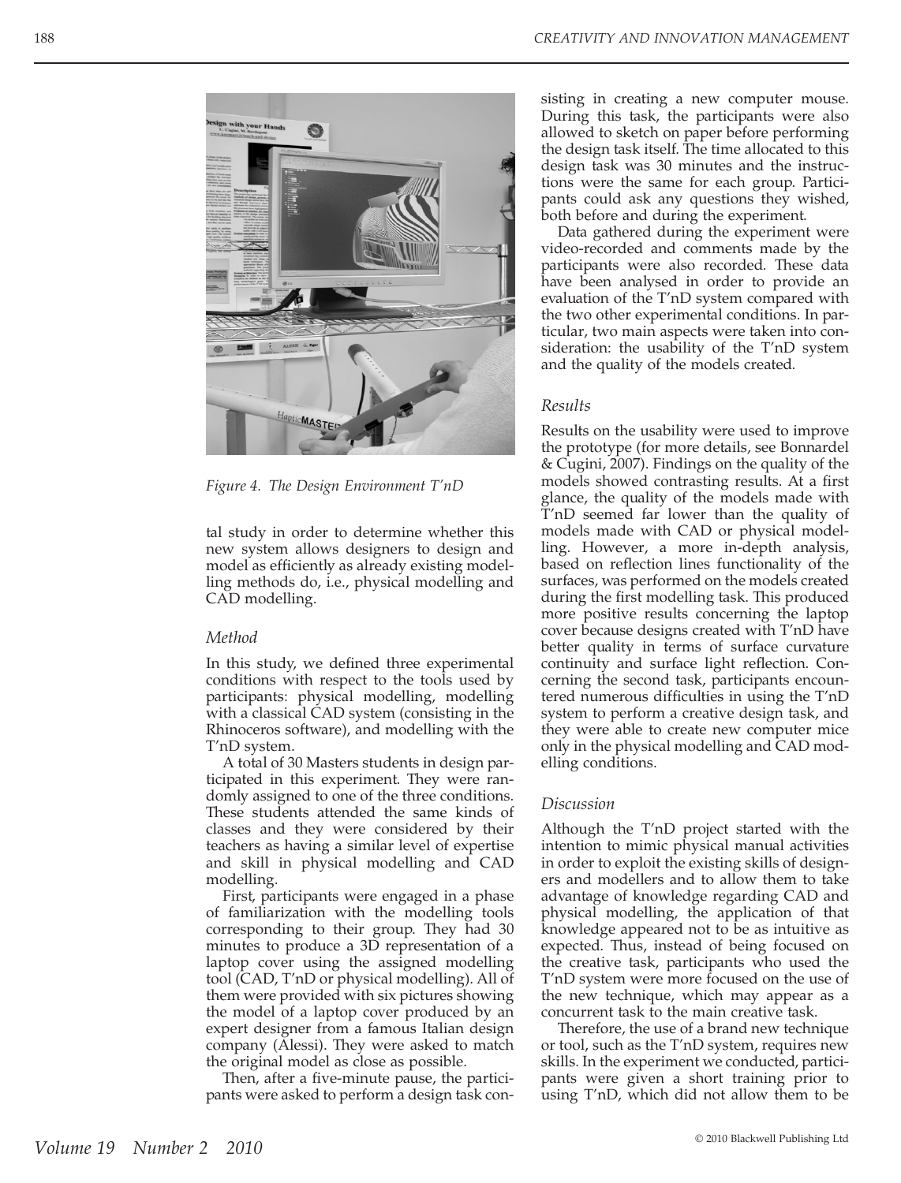Figure 4. The Design Environment T'nD

tal study in order to determine whether this new system allows designers to design and model as efficiently as already existing modelling methods do, i.e., physical modelling and CAD modelling.

### *Method*

In this study, we defined three experimental conditions with respect to the tools used by participants: physical modelling, modelling with a classical CAD system (consisting in the Rhinoceros software), and modelling with the T'nD system.

A total of 30 Masters students in design participated in this experiment. They were randomly assigned to one of the three conditions. These students attended the same kinds of classes and they were considered by their teachers as having a similar level of expertise and skill in physical modelling and CAD modelling.

First, participants were engaged in a phase of familiarization with the modelling tools corresponding to their group. They had 30 minutes to produce a 3D representation of a laptop cover using the assigned modelling tool (CAD, T'nD or physical modelling). All of them were provided with six pictures showing the model of a laptop cover produced by an expert designer from a famous Italian design company (Alessi). They were asked to match the original model as close as possible.

Then, after a five-minute pause, the participants were asked to perform a design task consisting in creating a new computer mouse. During this task, the participants were also allowed to sketch on paper before performing the design task itself. The time allocated to this design task was 30 minutes and the instructions were the same for each group. Participants could ask any questions they wished, both before and during the experiment.

Data gathered during the experiment were video-recorded and comments made by the participants were also recorded. These data have been analysed in order to provide an evaluation of the T'nD system compared with the two other experimental conditions. In particular, two main aspects were taken into consideration: the usability of the T'nD system and the quality of the models created.

### *Results*

Results on the usability were used to improve the prototype (for more details, see Bonnardel & Cugini, 2007). Findings on the quality of the models showed contrasting results. At a first glance, the quality of the models made with T'nD seemed far lower than the quality of models made with CAD or physical modelling. However, a more in-depth analysis, based on reflection lines functionality of the surfaces, was performed on the models created during the first modelling task. This produced more positive results concerning the laptop cover because designs created with T'nD have better quality in terms of surface curvature continuity and surface light reflection. Concerning the second task, participants encountered numerous difficulties in using the T'nD system to perform a creative design task, and they were able to create new computer mice only in the physical modelling and CAD modelling conditions.

### *Discussion*

Although the T'nD project started with the intention to mimic physical manual activities in order to exploit the existing skills of designers and modellers and to allow them to take advantage of knowledge regarding CAD and physical modelling, the application of that knowledge appeared not to be as intuitive as expected. Thus, instead of being focused on the creative task, participants who used the T'nD system were more focused on the use of the new technique, which may appear as a concurrent task to the main creative task.

Therefore, the use of a brand new technique or tool, such as the T'nD system, requires new skills. In the experiment we conducted, participants were given a short training prior to using T'nD, which did not allow them to be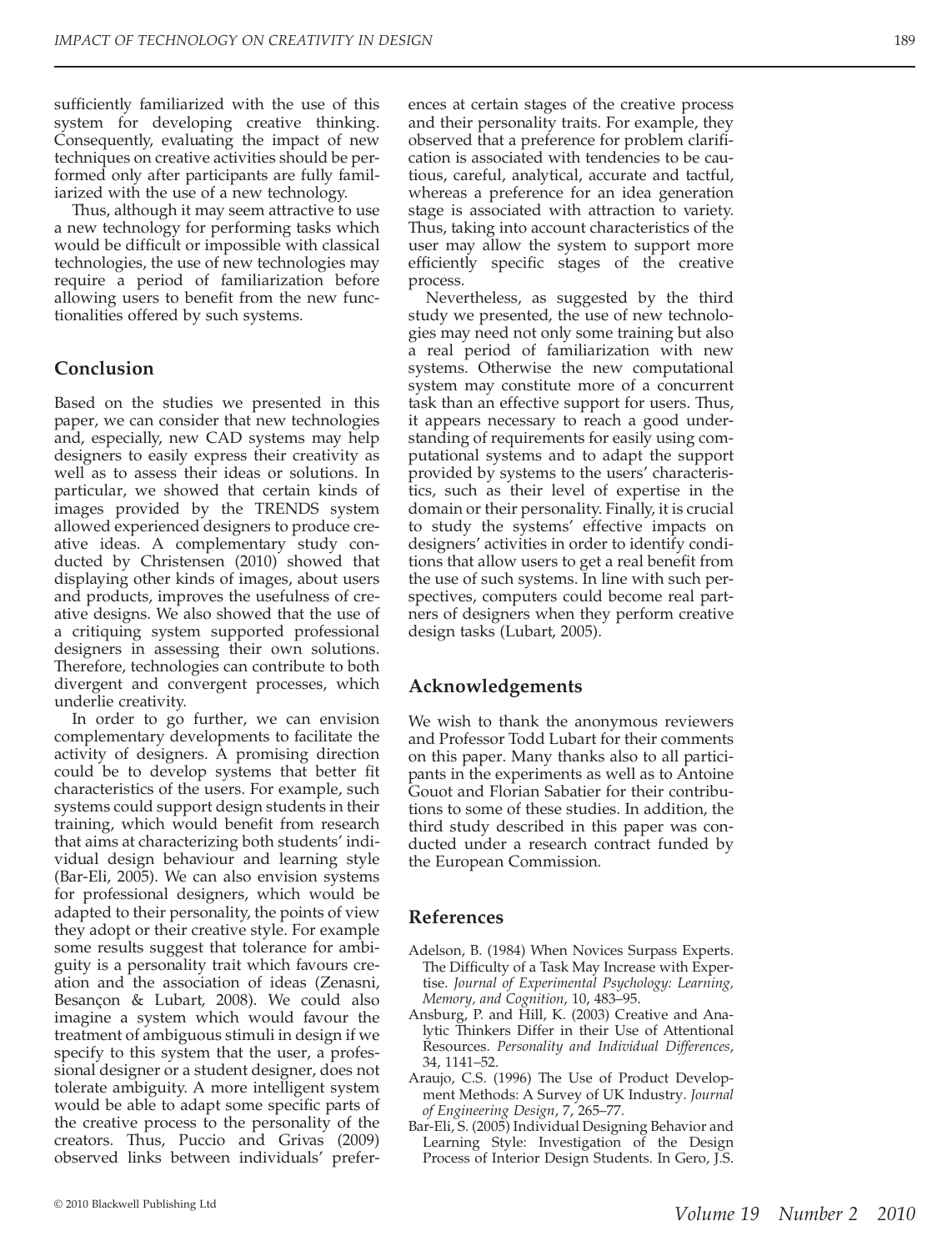sufficiently familiarized with the use of this system for developing creative thinking. Consequently, evaluating the impact of new techniques on creative activities should be performed only after participants are fully familiarized with the use of a new technology.

Thus, although it may seem attractive to use a new technology for performing tasks which would be difficult or impossible with classical technologies, the use of new technologies may require a period of familiarization before allowing users to benefit from the new functionalities offered by such systems.

## Conclusion

Based on the studies we presented in this paper, we can consider that new technologies and, especially, new CAD systems may help designers to easily express their creativity as well as to assess their ideas or solutions. In particular, we showed that certain kinds of images provided by the TRENDS system allowed experienced designers to produce creative ideas. A complementary study conducted by Christensen (2010) showed that displaying other kinds of images, about users and products, improves the usefulness of creative designs. We also showed that the use of a critiquing system supported professional designers in assessing their own solutions. Therefore, technologies can contribute to both divergent and convergent processes, which underlie creativity.

In order to go further, we can envision complementary developments to facilitate the activity of designers. A promising direction could be to develop systems that better fit characteristics of the users. For example, such systems could support design students in their training, which would benefit from research that aims at characterizing both students' individual design behaviour and learning style (Bar-Eli, 2005). We can also envision systems for professional designers, which would be adapted to their personality, the points of view they adopt or their creative style. For example some results suggest that tolerance for ambiguity is a personality trait which favours creation and the association of ideas (Zenasni, Besançon & Lubart, 2008). We could also imagine a system which would favour the treatment of ambiguous stimuli in design if we specify to this system that the user, a professional designer or a student designer, does not tolerate ambiguity. A more intelligent system would be able to adapt some specific parts of the creative process to the personality of the creators. Thus, Puccio and Grivas (2009) observed links between individuals' preferences at certain stages of the creative process and their personality traits. For example, they observed that a preference for problem clarification is associated with tendencies to be cautious, careful, analytical, accurate and tactful, whereas a preference for an idea generation stage is associated with attraction to variety. Thus, taking into account characteristics of the user may allow the system to support more efficiently specific stages of the creative process.

Nevertheless, as suggested by the third study we presented, the use of new technologies may need not only some training but also a real period of familiarization with new systems. Otherwise the new computational system may constitute more of a concurrent task than an effective support for users. Thus, it appears necessary to reach a good understanding of requirements for easily using computational systems and to adapt the support provided by systems to the users' characteristics, such as their level of expertise in the domain or their personality. Finally, it is crucial to study the systems' effective impacts on designers' activities in order to identify conditions that allow users to get a real benefit from the use of such systems. In line with such perspectives, computers could become real partners of designers when they perform creative design tasks (Lubart, 2005).

## Acknowledgements

We wish to thank the anonymous reviewers and Professor Todd Lubart for their comments on this paper. Many thanks also to all participants in the experiments as well as to Antoine Gouot and Florian Sabatier for their contributions to some of these studies. In addition, the third study described in this paper was conducted under a research contract funded by the European Commission.

## References

Adelson, B. (1984) When Novices Surpass Experts. The Difficulty of a Task May Increase with Expertise. *Journal of Experimental Psychology: Learning, Memory, and Cognition*, 10, 483–95.

Ansburg, P. and Hill, K. (2003) Creative and Analytic Thinkers Differ in their Use of Attentional Resources. *Personality and Individual Differences*, 34, 1141–52.

Araujo, C.S. (1996) The Use of Product Development Methods: A Survey of UK Industry. *Journal of Engineering Design*, 7, 265–77.

Bar-Eli, S. (2005) Individual Designing Behavior and Learning Style: Investigation of the Design Process of Interior Design Students. In Gero, J.S.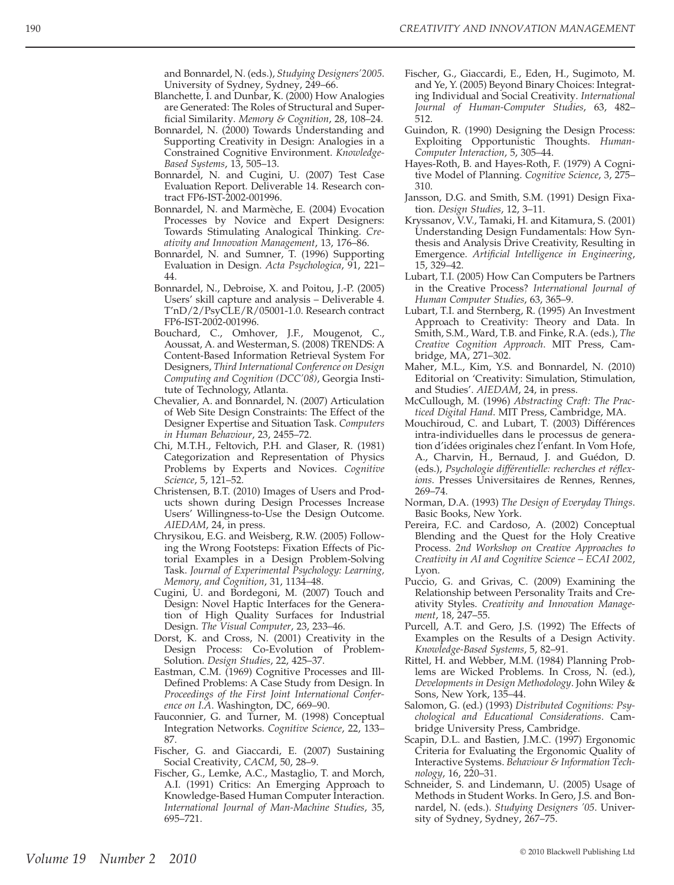and Bonnardel, N. (eds.), *Studying Designers'2005*. University of Sydney, Sydney, 249–66.

Blanchette, I. and Dunbar, K. (2000) How Analogies are Generated: The Roles of Structural and Superficial Similarity. *Memory & Cognition*, 28, 108–24.

Bonnardel, N. (2000) Towards Understanding and Supporting Creativity in Design: Analogies in a Constrained Cognitive Environment. *Knowledge-Based Systems*, 13, 505–13.

Bonnardel, N. and Cugini, U. (2007) Test Case Evaluation Report. Deliverable 14. Research contract FP6-IST-2002-001996.

Bonnardel, N. and Marmèche, E. (2004) Evocation Processes by Novice and Expert Designers: Towards Stimulating Analogical Thinking. *Creativity and Innovation Management*, 13, 176–86.

Bonnardel, N. and Sumner, T. (1996) Supporting Evaluation in Design. *Acta Psychologica*, 91, 221–44.

Bonnardel, N., Debroise, X. and Poitou, J.-P. (2005) Users' skill capture and analysis – Deliverable 4. T'nD/2/PsyCLE/R/05001-1.0. Research contract FP6-IST-2002-001996.

Bouchard, C., Omhover, J.F., Mougenot, C., Aoussat, A. and Westerman, S. (2008) TRENDS: A Content-Based Information Retrieval System For Designers, *Third International Conference on Design Computing and Cognition (DCC'08)*, Georgia Institute of Technology, Atlanta.

Chevalier, A. and Bonnardel, N. (2007) Articulation of Web Site Design Constraints: The Effect of the Designer Expertise and Situation Task. *Computers in Human Behaviour*, 23, 2455–72.

Chi, M.T.H., Feltovich, P.H. and Glaser, R. (1981) Categorization and Representation of Physics Problems by Experts and Novices. *Cognitive Science*, 5, 121–52.

Christensen, B.T. (2010) Images of Users and Products shown during Design Processes Increase Users' Willingness-to-Use the Design Outcome. *AIEDAM*, 24, in press.

Chrysikou, E.G. and Weisberg, R.W. (2005) Following the Wrong Footsteps: Fixation Effects of Pictorial Examples in a Design Problem-Solving Task. *Journal of Experimental Psychology: Learning, Memory, and Cognition*, 31, 1134–48.

Cugini, U. and Bordegoni, M. (2007) Touch and Design: Novel Haptic Interfaces for the Generation of High Quality Surfaces for Industrial Design. *The Visual Computer*, 23, 233–46.

Dorst, K. and Cross, N. (2001) Creativity in the Design Process: Co-Evolution of Problem-Solution. *Design Studies*, 22, 425–37.

Eastman, C.M. (1969) Cognitive Processes and Ill-Defined Problems: A Case Study from Design. In *Proceedings of the First Joint International Conference on I.A*. Washington, DC, 669–90.

Fauconnier, G. and Turner, M. (1998) Conceptual Integration Networks. *Cognitive Science*, 22, 133–87.

Fischer, G. and Giaccardi, E. (2007) Sustaining Social Creativity, *CACM*, 50, 28–9.

Fischer, G., Lemke, A.C., Mastaglio, T. and Morch, A.I. (1991) Critics: An Emerging Approach to Knowledge-Based Human Computer Interaction. *International Journal of Man-Machine Studies*, 35, 695–721.

Fischer, G., Giaccardi, E., Eden, H., Sugimoto, M. and Ye, Y. (2005) Beyond Binary Choices: Integrating Individual and Social Creativity. *International Journal of Human-Computer Studies*, 63, 482–512.

Guindon, R. (1990) Designing the Design Process: Exploiting Opportunistic Thoughts. *Human-Computer Interaction*, 5, 305–44.

Hayes-Roth, B. and Hayes-Roth, F. (1979) A Cognitive Model of Planning. *Cognitive Science*, 3, 275–310.

Jansson, D.G. and Smith, S.M. (1991) Design Fixation. *Design Studies*, 12, 3–11.

Kryssanov, V.V., Tamaki, H. and Kitamura, S. (2001) Understanding Design Fundamentals: How Synthesis and Analysis Drive Creativity, Resulting in Emergence. *Artificial Intelligence in Engineering*, 15, 329–42.

Lubart, T.I. (2005) How Can Computers be Partners in the Creative Process? *International Journal of Human Computer Studies*, 63, 365–9.

Lubart, T.I. and Sternberg, R. (1995) An Investment Approach to Creativity: Theory and Data. In Smith, S.M., Ward, T.B. and Finke, R.A. (eds.), *The Creative Cognition Approach*. MIT Press, Cambridge, MA, 271–302.

Maher, M.L., Kim, Y.S. and Bonnardel, N. (2010) Editorial on 'Creativity: Simulation, Stimulation, and Studies'. *AIEDAM*, 24, in press.

McCullough, M. (1996) *Abstracting Craft: The Practiced Digital Hand*. MIT Press, Cambridge, MA.

Mouchiroud, C. and Lubart, T. (2003) Différences intra-individuelles dans le processus de generation d'idées originales chez l'enfant. In Vom Hofe, A., Charvin, H., Bernaud, J. and Guédon, D. (eds.), *Psychologie différentielle: recherches et réflexions*. Presses Universitaires de Rennes, Rennes, 269–74.

Norman, D.A. (1993) *The Design of Everyday Things*. Basic Books, New York.

Pereira, F.C. and Cardoso, A. (2002) Conceptual Blending and the Quest for the Holy Creative Process. *2nd Workshop on Creative Approaches to Creativity in AI and Cognitive Science – ECAI 2002*, Lyon.

Puccio, G. and Grivas, C. (2009) Examining the Relationship between Personality Traits and Creativity Styles. *Creativity and Innovation Management*, 18, 247–55.

Purcell, A.T. and Gero, J.S. (1992) The Effects of Examples on the Results of a Design Activity. *Knowledge-Based Systems*, 5, 82–91.

Rittel, H. and Webber, M.M. (1984) Planning Problems are Wicked Problems. In Cross, N. (ed.), *Developments in Design Methodology*. John Wiley & Sons, New York, 135–44.

Salomon, G. (ed.) (1993) *Distributed Cognitions: Psychological and Educational Considerations*. Cambridge University Press, Cambridge.

Scapin, D.L. and Bastien, J.M.C. (1997) Ergonomic Criteria for Evaluating the Ergonomic Quality of Interactive Systems. *Behaviour & Information Technology*, 16, 220–31.

Schneider, S. and Lindemann, U. (2005) Usage of Methods in Student Works. In Gero, J.S. and Bonnardel, N. (eds.). *Studying Designers '05*. University of Sydney, Sydney, 267–75.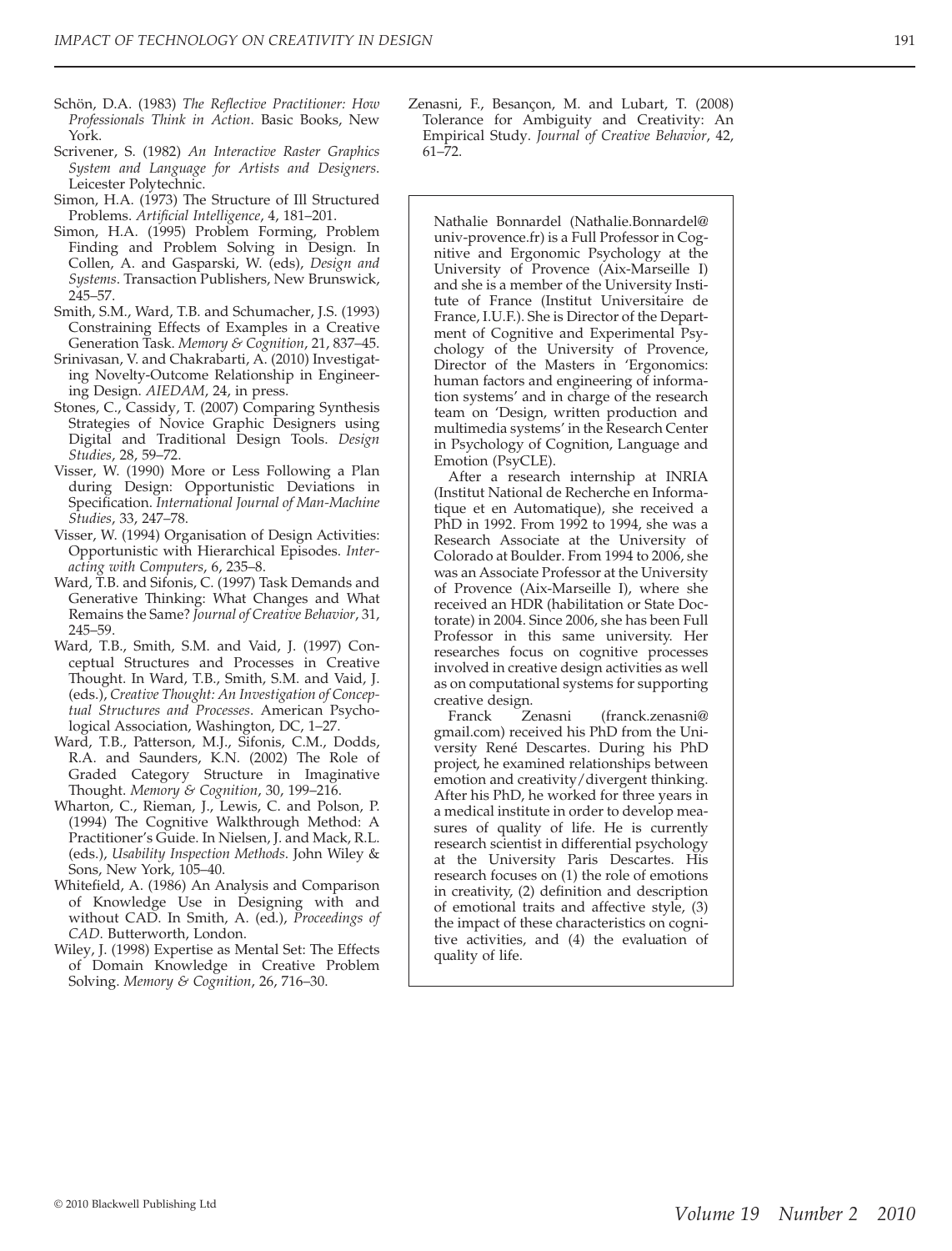Schön, D.A. (1983) *The Reflective Practitioner: How Professionals Think in Action*. Basic Books, New York.

Scrivener, S. (1982) *An Interactive Raster Graphics System and Language for Artists and Designers*. Leicester Polytechnic.

Simon, H.A. (1973) The Structure of Ill Structured Problems. *Artificial Intelligence*, 4, 181–201.

Simon, H.A. (1995) Problem Forming, Problem Finding and Problem Solving in Design. In Collen, A. and Gasparski, W. (eds), *Design and Systems*. Transaction Publishers, New Brunswick, 245–57.

Smith, S.M., Ward, T.B. and Schumacher, J.S. (1993) Constraining Effects of Examples in a Creative Generation Task. *Memory & Cognition*, 21, 837–45.

Srinivasan, V. and Chakrabarti, A. (2010) Investigating Novelty-Outcome Relationship in Engineering Design. *AIEDAM*, 24, in press.

Stones, C., Cassidy, T. (2007) Comparing Synthesis Strategies of Novice Graphic Designers using Digital and Traditional Design Tools. *Design Studies*, 28, 59–72.

Visser, W. (1990) More or Less Following a Plan during Design: Opportunistic Deviations in Specification. *International Journal of Man-Machine Studies*, 33, 247–78.

Visser, W. (1994) Organisation of Design Activities: Opportunistic with Hierarchical Episodes. *Interacting with Computers*, 6, 235–8.

Ward, T.B. and Sifonis, C. (1997) Task Demands and Generative Thinking: What Changes and What Remains the Same? *Journal of Creative Behavior*, 31, 245–59.

Ward, T.B., Smith, S.M. and Vaid, J. (1997) Conceptual Structures and Processes in Creative Thought. In Ward, T.B., Smith, S.M. and Vaid, J. (eds.), *Creative Thought: An Investigation of Conceptual Structures and Processes*. American Psychological Association, Washington, DC, 1–27.

Ward, T.B., Patterson, M.J., Sifonis, C.M., Dodds, R.A. and Saunders, K.N. (2002) The Role of Graded Category Structure in Imaginative Thought. *Memory & Cognition*, 30, 199–216.

Wharton, C., Rieman, J., Lewis, C. and Polson, P. (1994) The Cognitive Walkthrough Method: A Practitioner's Guide. In Nielsen, J. and Mack, R.L. (eds.), *Usability Inspection Methods*. John Wiley & Sons, New York, 105–40.

Whitefield, A. (1986) An Analysis and Comparison of Knowledge Use in Designing with and without CAD. In Smith, A. (ed.), *Proceedings of CAD*. Butterworth, London.

Wiley, J. (1998) Expertise as Mental Set: The Effects of Domain Knowledge in Creative Problem Solving. *Memory & Cognition*, 26, 716–30.

Zenasni, F., Besançon, M. and Lubart, T. (2008) Tolerance for Ambiguity and Creativity: An Empirical Study. *Journal of Creative Behavior*, 42, 61–72.

---

Nathalie Bonnardel (Nathalie.Bonnardel@univ-provence.fr) is a Full Professor in Cognitive and Ergonomic Psychology at the University of Provence (Aix-Marseille I) and she is a member of the University Institute of France (Institut Universitaire de France, I.U.F.). She is Director of the Department of Cognitive and Experimental Psychology of the University of Provence, Director of the Masters in 'Ergonomics: human factors and engineering of information systems' and in charge of the research team on 'Design, written production and multimedia systems' in the Research Center in Psychology of Cognition, Language and Emotion (PsyCLE).

After a research internship at INRIA (Institut National de Recherche en Informatique et en Automatique), she received a PhD in 1992. From 1992 to 1994, she was a Research Associate at the University of Colorado at Boulder. From 1994 to 2006, she was an Associate Professor at the University of Provence (Aix-Marseille I), where she received an HDR (habilitation or State Doctorate) in 2004. Since 2006, she has been Full Professor in this same university. Her researches focus on cognitive processes involved in creative design activities as well as on computational systems for supporting creative design.

Franck Zenasni (franck.zenasni@gmail.com) received his PhD from the University René Descartes. During his PhD project, he examined relationships between emotion and creativity/divergent thinking. After his PhD, he worked for three years in a medical institute in order to develop measures of quality of life. He is currently research scientist in differential psychology at the University Paris Descartes. His research focuses on (1) the role of emotions in creativity, (2) definition and description of emotional traits and affective style, (3) the impact of these characteristics on cognitive activities, and (4) the evaluation of quality of life.